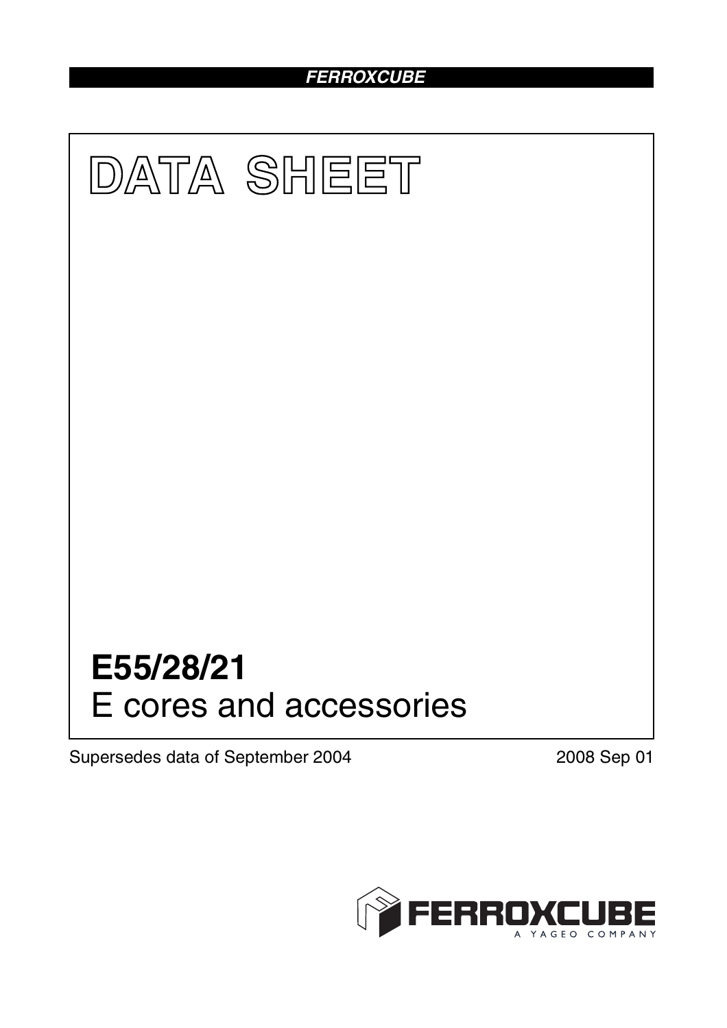FERROXCUBE

# DATA SHEET

# E55/28/21

## E cores and accessories

Supersedes data of September 2004

2008 Sep 01

FERROXCUBE
A YAGEO COMPANY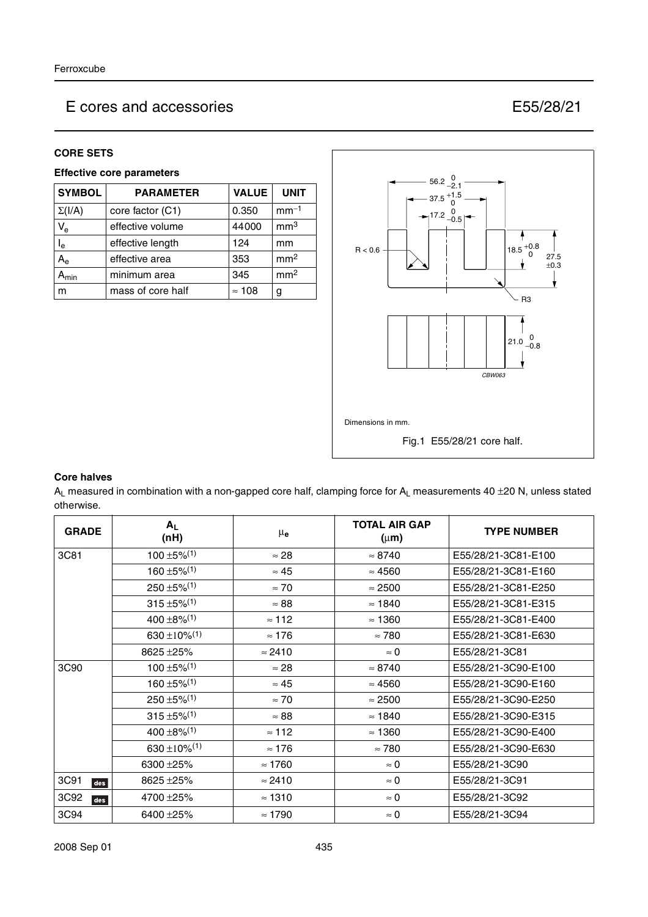# E cores and accessories E55/28/21

## CORE SETS

### Effective core parameters

| SYMBOL | PARAMETER | VALUE | UNIT |
|---|---|---|---|
| $\Sigma(I/A)$ | core factor (C1) | 0.350 | $mm^{-1}$ |
| $V_e$ | effective volume | 44000 | $mm^3$ |
| $l_e$ | effective length | 124 | mm |
| $A_e$ | effective area | 353 | $mm^2$ |
| $A_{min}$ | minimum area | 345 | $mm^2$ |
| m | mass of core half | ≈ 108 | g |

Dimensions in mm.

Fig.1 E55/28/21 core half.

### Core halves

$A_L$ measured in combination with a non-gapped core half, clamping force for $A_L$ measurements 40 ±20 N, unless stated otherwise.

| GRADE | $A_L$ (nH) | $\mu_e$ | TOTAL AIR GAP ($\mu$m) | TYPE NUMBER |
|---|---|---|---|---|
| 3C81 | 100 ±5%[1] | ≈ 28 | ≈ 8740 | E55/28/21-3C81-E100 |
| | 160 ±5%[1] | ≈ 45 | ≈ 4560 | E55/28/21-3C81-E160 |
| | 250 ±5%[1] | ≈ 70 | ≈ 2500 | E55/28/21-3C81-E250 |
| | 315 ±5%[1] | ≈ 88 | ≈ 1840 | E55/28/21-3C81-E315 |
| | 400 ±8%[1] | ≈ 112 | ≈ 1360 | E55/28/21-3C81-E400 |
| | 630 ±10%[1] | ≈ 176 | ≈ 780 | E55/28/21-3C81-E630 |
| | 8625 ±25% | ≈ 2410 | ≈ 0 | E55/28/21-3C81 |
| 3C90 | 100 ±5%[1] | ≈ 28 | ≈ 8740 | E55/28/21-3C90-E100 |
| | 160 ±5%[1] | ≈ 45 | ≈ 4560 | E55/28/21-3C90-E160 |
| | 250 ±5%[1] | ≈ 70 | ≈ 2500 | E55/28/21-3C90-E250 |
| | 315 ±5%[1] | ≈ 88 | ≈ 1840 | E55/28/21-3C90-E315 |
| | 400 ±8%[1] | ≈ 112 | ≈ 1360 | E55/28/21-3C90-E400 |
| | 630 ±10%[1] | ≈ 176 | ≈ 780 | E55/28/21-3C90-E630 |
| | 6300 ±25% | ≈ 1760 | ≈ 0 | E55/28/21-3C90 |
| 3C91 des | 8625 ±25% | ≈ 2410 | ≈ 0 | E55/28/21-3C91 |
| 3C92 des | 4700 ±25% | ≈ 1310 | ≈ 0 | E55/28/21-3C92 |
| 3C94 | 6400 ±25% | ≈ 1790 | ≈ 0 | E55/28/21-3C94 |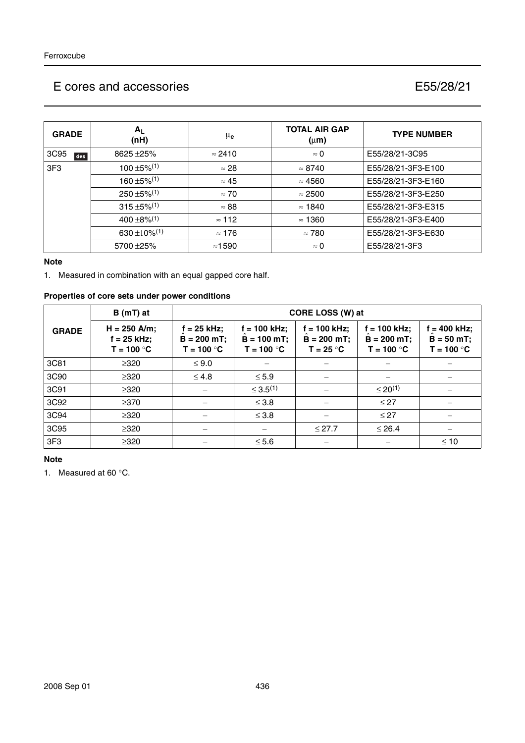# E cores and accessories

# E55/28/21

| GRADE | $A_L$ (nH) | $\mu_e$ | TOTAL AIR GAP ($\mu$m) | TYPE NUMBER |
|---|---|---|---|---|
| 3C95 des | 8625 ±25% | ≈ 2410 | ≈ 0 | E55/28/21-3C95 |
| 3F3 | 100 ±5%[1] | ≈ 28 | ≈ 8740 | E55/28/21-3F3-E100 |
| | 160 ±5%[1] | ≈ 45 | ≈ 4560 | E55/28/21-3F3-E160 |
| | 250 ±5%[1] | ≈ 70 | ≈ 2500 | E55/28/21-3F3-E250 |
| | 315 ±5%[1] | ≈ 88 | ≈ 1840 | E55/28/21-3F3-E315 |
| | 400 ±8%[1] | ≈ 112 | ≈ 1360 | E55/28/21-3F3-E400 |
| | 630 ±10%[1] | ≈ 176 | ≈ 780 | E55/28/21-3F3-E630 |
| | 5700 ±25% | ≈1590 | ≈ 0 | E55/28/21-3F3 |

**Note**

1. Measured in combination with an equal gapped core half.

**Properties of core sets under power conditions**

| GRADE | B (mT) at | CORE LOSS (W) at | | | | |
|---|---|---|---|---|---|---|
| | H = 250 A/m; f = 25 kHz; T = 100 °C | f = 25 kHz; $\hat{B}$ = 200 mT; T = 100 °C | f = 100 kHz; $\hat{B}$ = 100 mT; T = 100 °C | f = 100 kHz; $\hat{B}$ = 200 mT; T = 25 °C | f = 100 kHz; $\hat{B}$ = 200 mT; T = 100 °C | f = 400 kHz; $\hat{B}$ = 50 mT; T = 100 °C |
| 3C81 | ≥320 | ≤ 9.0 | − | − | − | − |
| 3C90 | ≥320 | ≤ 4.8 | ≤ 5.9 | − | − | − |
| 3C91 | ≥320 | − | ≤ 3.5[1] | − | ≤ 20[1] | − |
| 3C92 | ≥370 | − | ≤ 3.8 | − | ≤ 27 | − |
| 3C94 | ≥320 | − | ≤ 3.8 | − | ≤ 27 | − |
| 3C95 | ≥320 | − | − | ≤ 27.7 | ≤ 26.4 | − |
| 3F3 | ≥320 | − | ≤ 5.6 | − | − | ≤ 10 |

**Note**

1. Measured at 60 °C.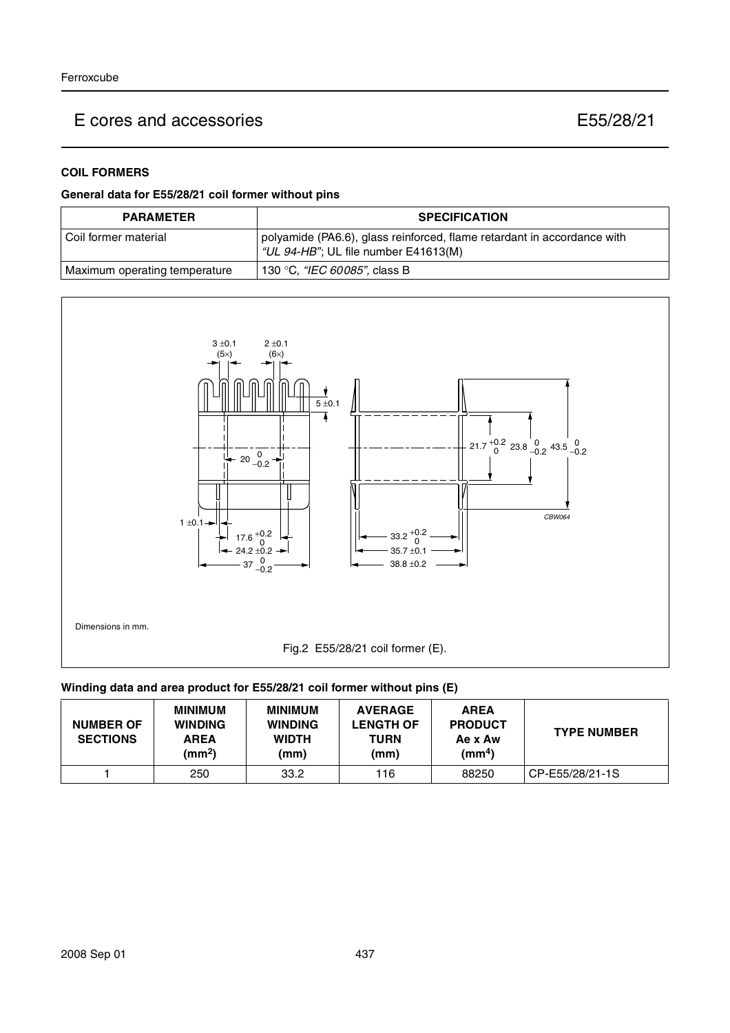## COIL FORMERS

### General data for E55/28/21 coil former without pins

| PARAMETER | SPECIFICATION |
| --- | --- |
| Coil former material | polyamide (PA6.6), glass reinforced, flame retardant in accordance with *"UL 94-HB"*; UL file number E41613(M) |
| Maximum operating temperature | 130 °C, *"IEC 60085"*, class B |

Dimensions in mm.

Fig.2 E55/28/21 coil former (E).

### Winding data and area product for E55/28/21 coil former without pins (E)

| NUMBER OF SECTIONS | MINIMUM WINDING AREA ($mm^2$) | MINIMUM WINDING WIDTH (mm) | AVERAGE LENGTH OF TURN (mm) | AREA PRODUCT Ae x Aw ($mm^4$) | TYPE NUMBER |
| --- | --- | --- | --- | --- | --- |
| 1 | 250 | 33.2 | 116 | 88250 | CP-E55/28/21-1S |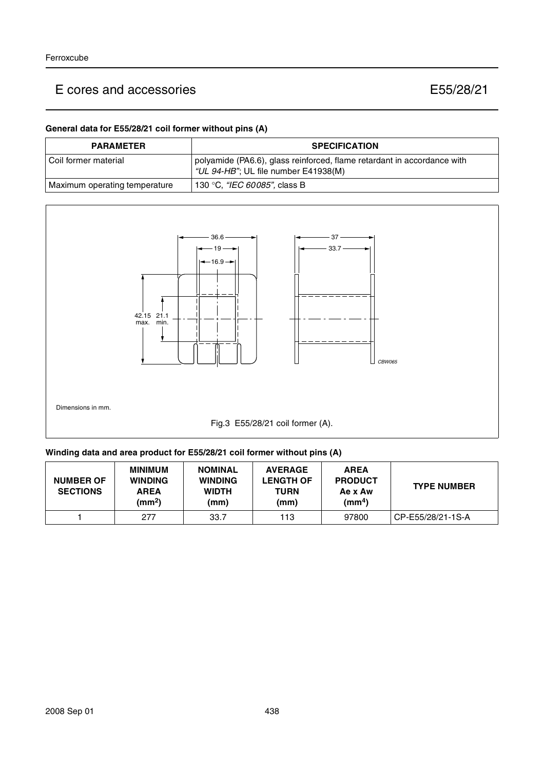## General data for E55/28/21 coil former without pins (A)

| PARAMETER | SPECIFICATION |
|---|---|
| Coil former material | polyamide (PA6.6), glass reinforced, flame retardant in accordance with *"UL 94-HB"*; UL file number E41938(M) |
| Maximum operating temperature | 130 °C, *"IEC 60085"*, class B |

Dimensions in mm.

Fig.3 E55/28/21 coil former (A).

## Winding data and area product for E55/28/21 coil former without pins (A)

| NUMBER OF SECTIONS | MINIMUM WINDING AREA ($mm^2$) | NOMINAL WINDING WIDTH (mm) | AVERAGE LENGTH OF TURN (mm) | AREA PRODUCT Ae x Aw ($mm^4$) | TYPE NUMBER |
|---|---|---|---|---|---|
| 1 | 277 | 33.7 | 113 | 97800 | CP-E55/28/21-1S-A |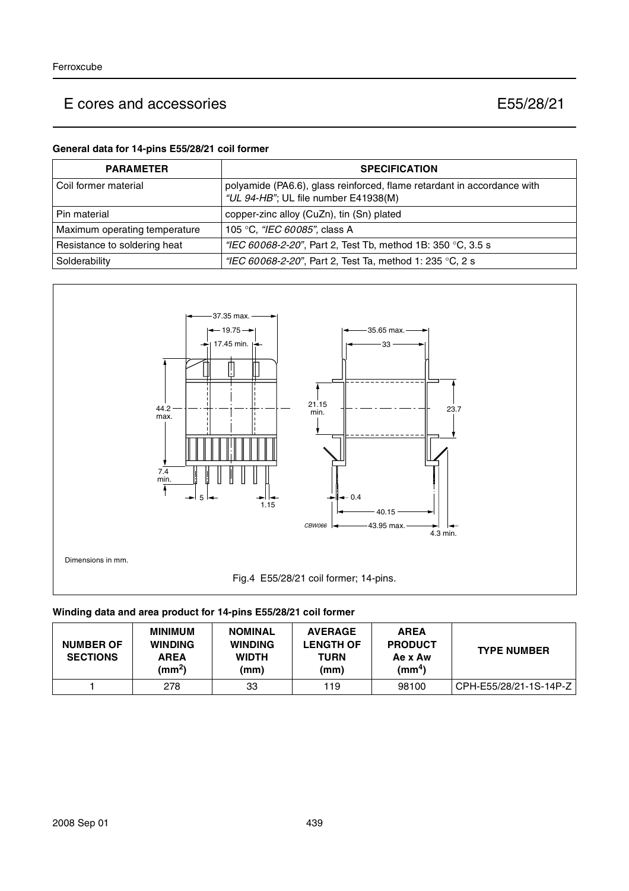## General data for 14-pins E55/28/21 coil former

| PARAMETER | SPECIFICATION |
|---|---|
| Coil former material | polyamide (PA6.6), glass reinforced, flame retardant in accordance with *"UL 94-HB"*; UL file number E41938(M) |
| Pin material | copper-zinc alloy (CuZn), tin (Sn) plated |
| Maximum operating temperature | 105 °C, *"IEC 60085"*, class A |
| Resistance to soldering heat | *"IEC 60068-2-20"*, Part 2, Test Tb, method 1B: 350 °C, 3.5 s |
| Solderability | *"IEC 60068-2-20"*, Part 2, Test Ta, method 1: 235 °C, 2 s |

Dimensions in mm.

Fig.4 E55/28/21 coil former; 14-pins.

## Winding data and area product for 14-pins E55/28/21 coil former

| NUMBER OF SECTIONS | MINIMUM WINDING AREA ($mm^2$) | NOMINAL WINDING WIDTH (mm) | AVERAGE LENGTH OF TURN (mm) | AREA PRODUCT Ae x Aw ($mm^4$) | TYPE NUMBER |
|---|---|---|---|---|---|
| 1 | 278 | 33 | 119 | 98100 | CPH-E55/28/21-1S-14P-Z |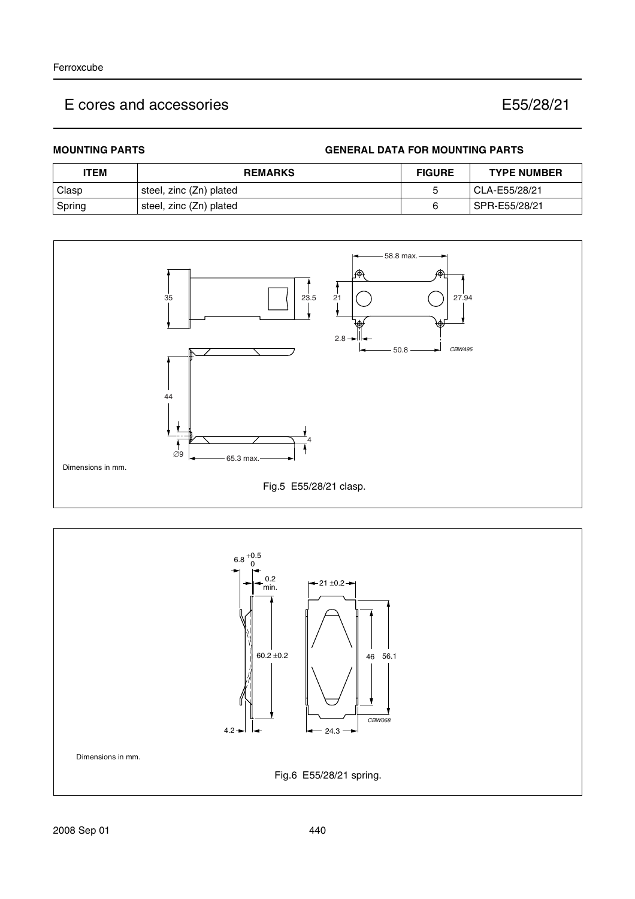# E cores and accessories

# E55/28/21

## MOUNTING PARTS

### GENERAL DATA FOR MOUNTING PARTS

| ITEM | REMARKS | FIGURE | TYPE NUMBER |
|---|---|---|---|
| Clasp | steel, zinc (Zn) plated | 5 | CLA-E55/28/21 |
| Spring | steel, zinc (Zn) plated | 6 | SPR-E55/28/21 |

Dimensions in mm.

Fig.5 E55/28/21 clasp.

Dimensions in mm.

Fig.6 E55/28/21 spring.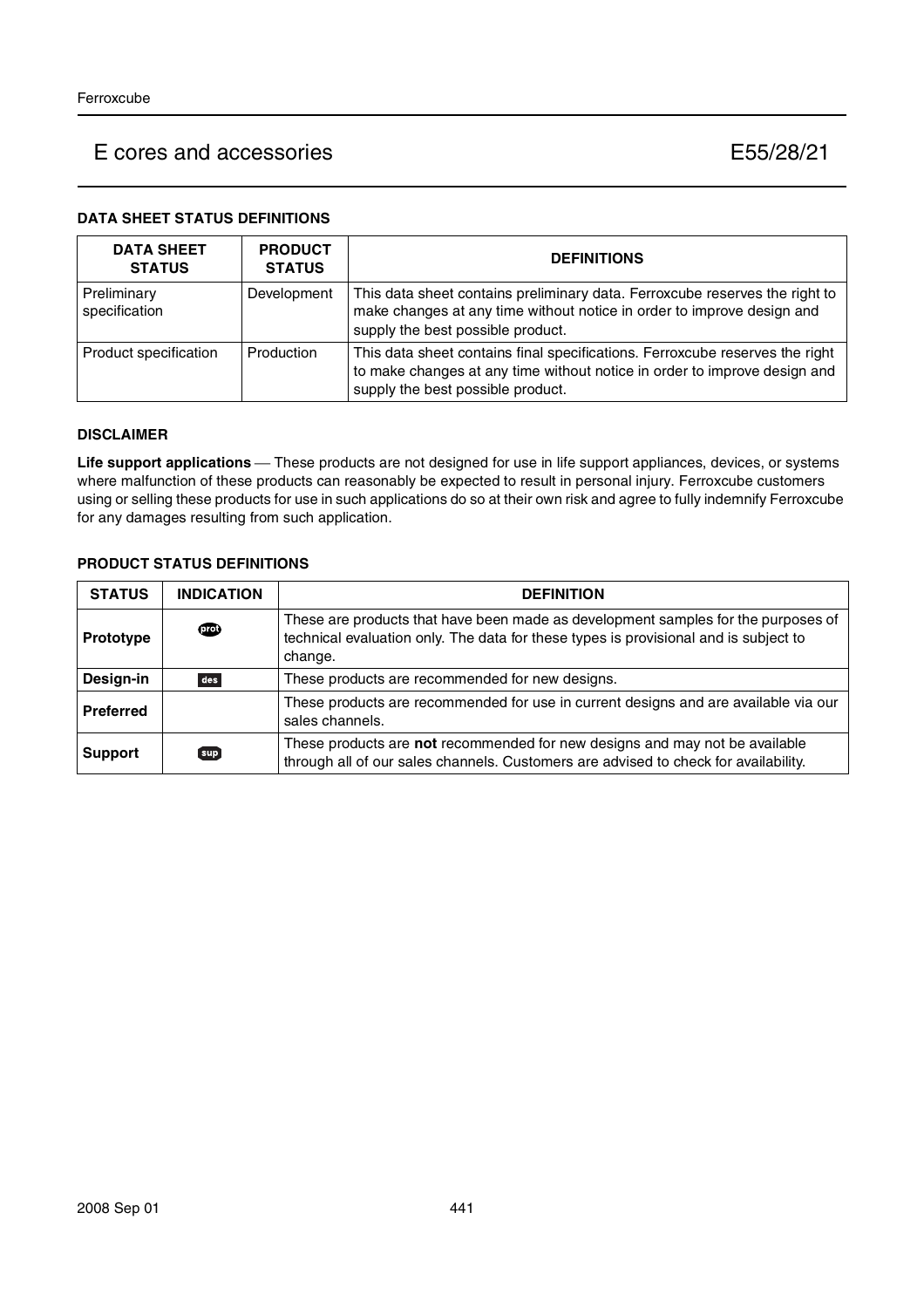## DATA SHEET STATUS DEFINITIONS

| DATA SHEET STATUS | PRODUCT STATUS | DEFINITIONS |
|---|---|---|
| Preliminary specification | Development | This data sheet contains preliminary data. Ferroxcube reserves the right to make changes at any time without notice in order to improve design and supply the best possible product. |
| Product specification | Production | This data sheet contains final specifications. Ferroxcube reserves the right to make changes at any time without notice in order to improve design and supply the best possible product. |

## DISCLAIMER

**Life support applications** — These products are not designed for use in life support appliances, devices, or systems where malfunction of these products can reasonably be expected to result in personal injury. Ferroxcube customers using or selling these products for use in such applications do so at their own risk and agree to fully indemnify Ferroxcube for any damages resulting from such application.

## PRODUCT STATUS DEFINITIONS

| STATUS | INDICATION | DEFINITION |
|---|---|---|
| **Prototype** | prot | These are products that have been made as development samples for the purposes of technical evaluation only. The data for these types is provisional and is subject to change. |
| **Design-in** | des | These products are recommended for new designs. |
| **Preferred** | | These products are recommended for use in current designs and are available via our sales channels. |
| **Support** | sup | These products are **not** recommended for new designs and may not be available through all of our sales channels. Customers are advised to check for availability. |